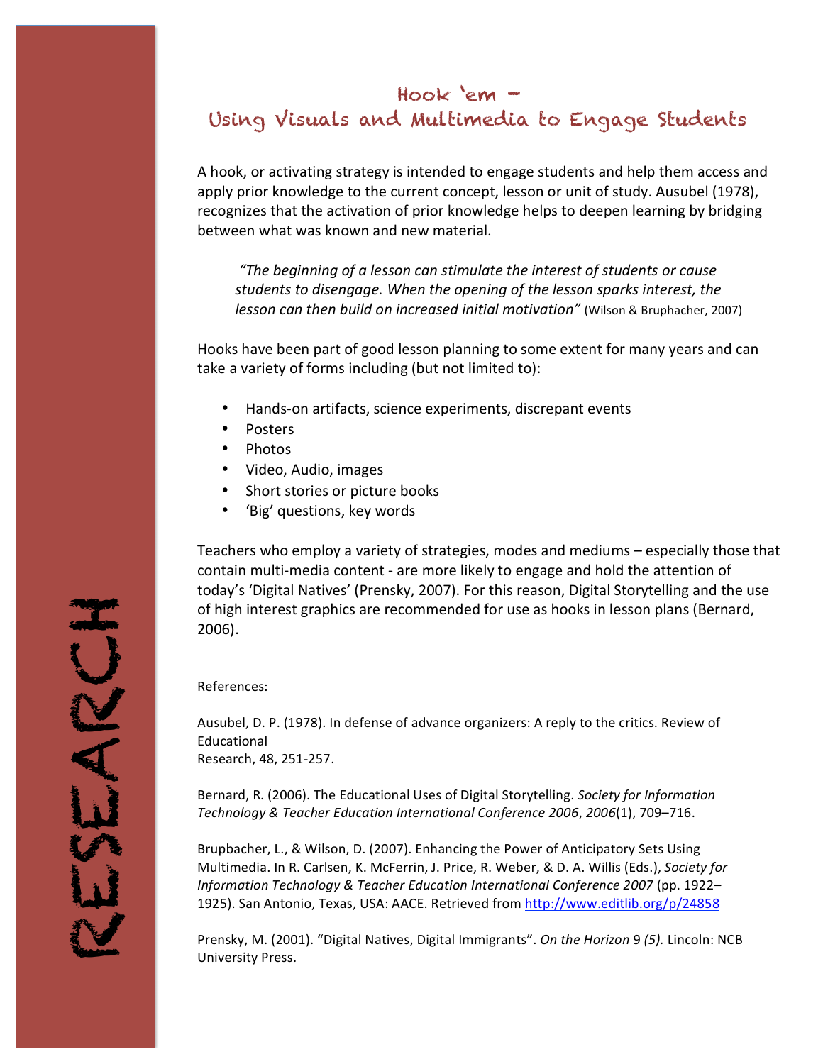# Hook 'em – Using Visuals and Multimedia to Engage Students

A hook, or activating strategy is intended to engage students and help them access and apply prior knowledge to the current concept, lesson or unit of study. Ausubel (1978), recognizes that the activation of prior knowledge helps to deepen learning by bridging between what was known and new material.

> *"The beginning of a lesson can stimulate the interest of students or cause students to disengage. When the opening of the lesson sparks interest, the lesson can then build on increased initial motivation"* (Wilson & Bruphacher, 2007)

Hooks have been part of good lesson planning to some extent for many years and can take a variety of forms including (but not limited to):

- Hands-on artifacts, science experiments, discrepant events
- Posters
- Photos
- Video, Audio, images
- Short stories or picture books
- 'Big' questions, key words

Teachers who employ a variety of strategies, modes and mediums – especially those that contain multi-media content - are more likely to engage and hold the attention of today's 'Digital Natives' (Prensky, 2007). For this reason, Digital Storytelling and the use of high interest graphics are recommended for use as hooks in lesson plans (Bernard, 2006).

References:

Ausubel, D. P. (1978). In defense of advance organizers: A reply to the critics. Review of Educational
Research, 48, 251-257.

Bernard, R. (2006). The Educational Uses of Digital Storytelling. *Society for Information Technology & Teacher Education International Conference 2006*, *2006*(1), 709–716.

Brupbacher, L., & Wilson, D. (2007). Enhancing the Power of Anticipatory Sets Using Multimedia. In R. Carlsen, K. McFerrin, J. Price, R. Weber, & D. A. Willis (Eds.), *Society for Information Technology & Teacher Education International Conference 2007* (pp. 1922–1925). San Antonio, Texas, USA: AACE. Retrieved from http://www.editlib.org/p/24858

Prensky, M. (2001). "Digital Natives, Digital Immigrants". *On the Horizon* 9 *(5).* Lincoln: NCB University Press.

RESEARCH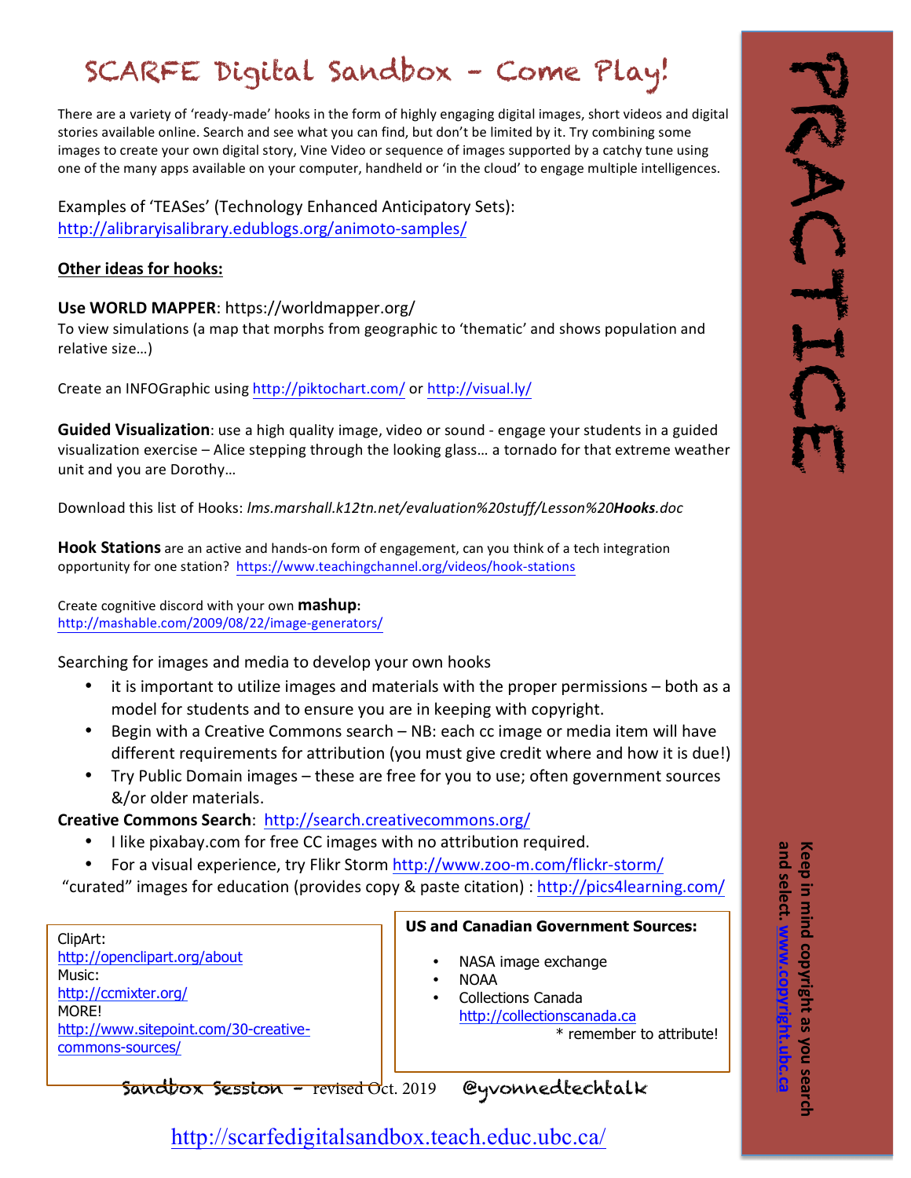# SCARFE Digital Sandbox - Come Play!

There are a variety of 'ready-made' hooks in the form of highly engaging digital images, short videos and digital stories available online. Search and see what you can find, but don't be limited by it. Try combining some images to create your own digital story, Vine Video or sequence of images supported by a catchy tune using one of the many apps available on your computer, handheld or 'in the cloud' to engage multiple intelligences.

Examples of 'TEASes' (Technology Enhanced Anticipatory Sets):
http://alibraryisalibrary.edublogs.org/animoto-samples/

**Other ideas for hooks:**

**Use WORLD MAPPER**: https://worldmapper.org/
To view simulations (a map that morphs from geographic to 'thematic' and shows population and relative size…)

Create an INFOGraphic using http://piktochart.com/ or http://visual.ly/

**Guided Visualization**: use a high quality image, video or sound - engage your students in a guided visualization exercise – Alice stepping through the looking glass… a tornado for that extreme weather unit and you are Dorothy…

Download this list of Hooks: *lms.marshall.k12tn.net/evaluation%20stuff/Lesson%20**Hooks**.doc*

**Hook Stations** are an active and hands-on form of engagement, can you think of a tech integration opportunity for one station? https://www.teachingchannel.org/videos/hook-stations

Create cognitive discord with your own **mashup:**
http://mashable.com/2009/08/22/image-generators/

Searching for images and media to develop your own hooks

- it is important to utilize images and materials with the proper permissions – both as a model for students and to ensure you are in keeping with copyright.
- Begin with a Creative Commons search – NB: each cc image or media item will have different requirements for attribution (you must give credit where and how it is due!)
- Try Public Domain images – these are free for you to use; often government sources &/or older materials.

**Creative Commons Search**: http://search.creativecommons.org/

- I like pixabay.com for free CC images with no attribution required.
- For a visual experience, try Flikr Storm http://www.zoo-m.com/flickr-storm/

"curated" images for education (provides copy & paste citation) : http://pics4learning.com/

ClipArt:
http://openclipart.org/about
Music:
http://ccmixter.org/
MORE!
http://www.sitepoint.com/30-creative-commons-sources/

**US and Canadian Government Sources:**

- NASA image exchange
- NOAA
- Collections Canada
  http://collectionscanada.ca
  \* remember to attribute!

Sandbox Session – revised Oct. 2019 @yvonnedtechtalk

http://scarfedigitalsandbox.teach.educ.ubc.ca/

PRACTICE

**Keep in mind copyright as you search and select. www.copyright.ubc.ca**